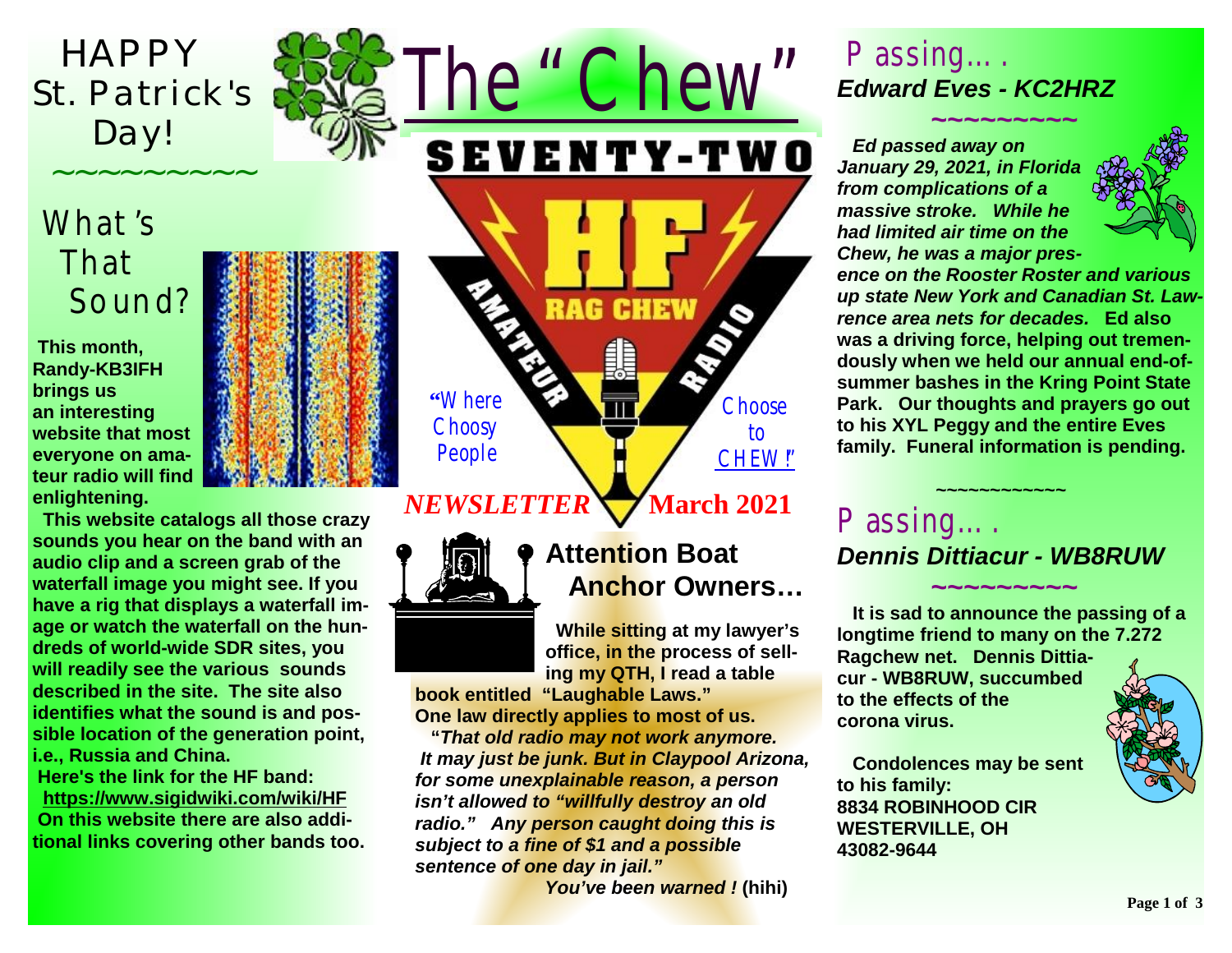# The "Chew"

**SEVENTY-TWO**

**HF RAG CHEW — AMATEUR RADIO**

"Where Choosy People Choose to CHEW!"

***NEWSLETTER*** **March 2021**

## HAPPY St. Patrick's Day!

~~~~~~~~~~

## What's That Sound?

**This month, Randy-KB3IFH brings us an interesting website that most everyone on amateur radio will find enlightening.**

**This website catalogs all those crazy sounds you hear on the band with an audio clip and a screen grab of the waterfall image you might see. If you have a rig that displays a waterfall image or watch the waterfall on the hundreds of world-wide SDR sites, you will readily see the various sounds described in the site. The site also identifies what the sound is and possible location of the generation point, i.e., Russia and China.**

**Here's the link for the HF band:**

**https://www.sigidwiki.com/wiki/HF**

**On this website there are also additional links covering other bands too.**

## Attention Boat Anchor Owners…

**While sitting at my lawyer's office, in the process of selling my QTH, I read a table book entitled "Laughable Laws."**

**One law directly applies to most of us.**

**"*That old radio may not work anymore. It may just be junk. But in Claypool Arizona, for some unexplainable reason, a person isn't allowed to "willfully destroy an old radio." Any person caught doing this is subject to a fine of $1 and a possible sentence of one day in jail."***

***You've been warned !*** **(hihi)**

## Passing….

### *Edward Eves - KC2HRZ*

~~~~~~~~~

***Ed passed away on January 29, 2021, in Florida from complications of a massive stroke. While he had limited air time on the Chew, he was a major presence on the Rooster Roster and various up state New York and Canadian St. Lawrence area nets for decades.*** **Ed also was a driving force, helping out tremendously when we held our annual end-of-summer bashes in the Kring Point State Park. Our thoughts and prayers go out to his XYL Peggy and the entire Eves family. Funeral information is pending.**

~~~~~~~~~~~~

## Passing….

### *Dennis Dittiacur - WB8RUW*

~~~~~~~~~

**It is sad to announce the passing of a longtime friend to many on the 7.272 Ragchew net. Dennis Dittiacur - WB8RUW, succumbed to the effects of the corona virus.**

**Condolences may be sent to his family:**

**8834 ROBINHOOD CIR**
**WESTERVILLE, OH**
**43082-9644**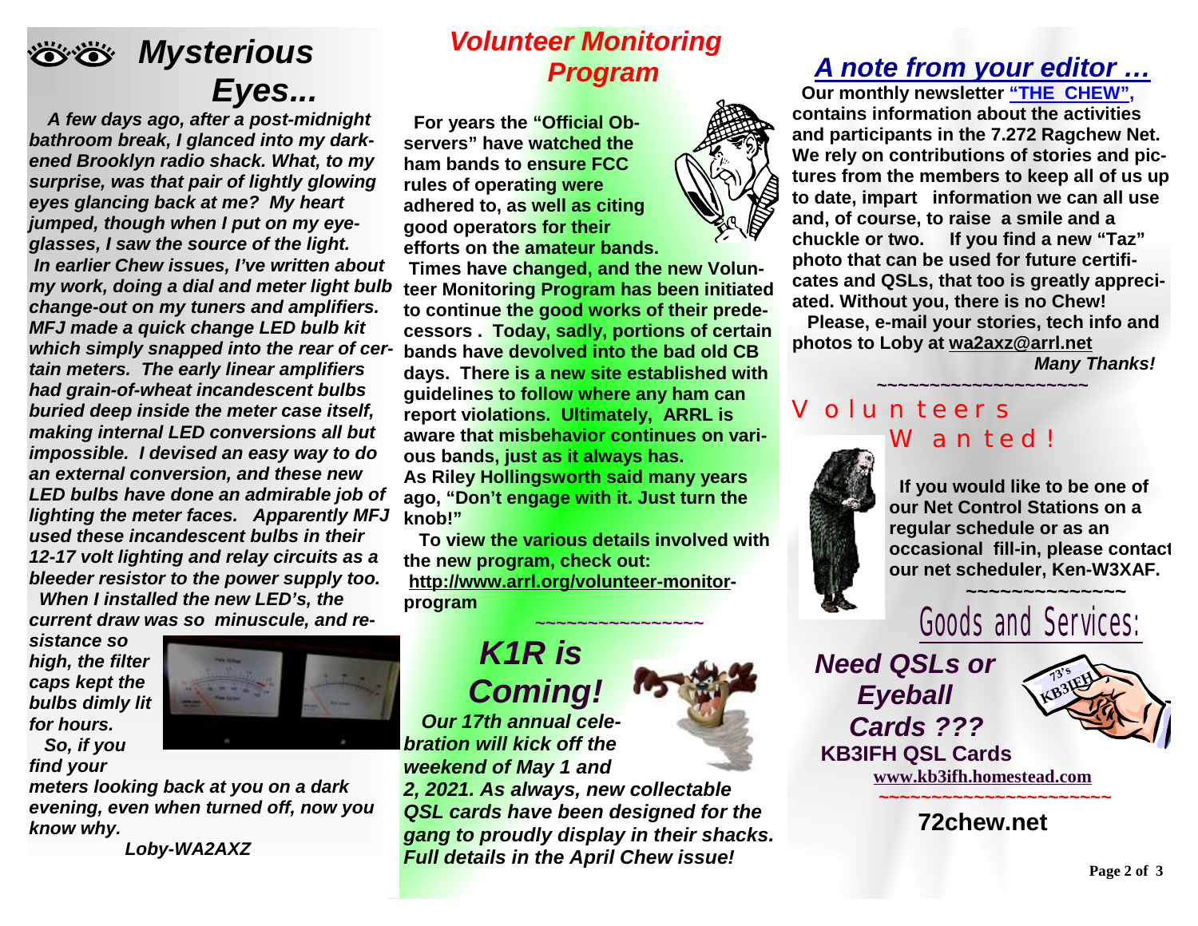# Mysterious Eyes...

*A few days ago, after a post-midnight bathroom break, I glanced into my darkened Brooklyn radio shack. What, to my surprise, was that pair of lightly glowing eyes glancing back at me? My heart jumped, though when I put on my eyeglasses, I saw the source of the light.*

*In earlier Chew issues, I've written about my work, doing a dial and meter light bulb change-out on my tuners and amplifiers. MFJ made a quick change LED bulb kit which simply snapped into the rear of certain meters. The early linear amplifiers had grain-of-wheat incandescent bulbs buried deep inside the meter case itself, making internal LED conversions all but impossible. I devised an easy way to do an external conversion, and these new LED bulbs have done an admirable job of lighting the meter faces. Apparently MFJ used these incandescent bulbs in their 12-17 volt lighting and relay circuits as a bleeder resistor to the power supply too.*

*When I installed the new LED's, the current draw was so minuscule, and resistance so high, the filter caps kept the bulbs dimly lit for hours.*

*So, if you find your meters looking back at you on a dark evening, even when turned off, now you know why.*

***Loby-WA2AXZ***

## *Volunteer Monitoring Program*

**For years the "Official Observers" have watched the ham bands to ensure FCC rules of operating were adhered to, as well as citing good operators for their efforts on the amateur bands.**

**Times have changed, and the new Volunteer Monitoring Program has been initiated to continue the good works of their predecessors . Today, sadly, portions of certain bands have devolved into the bad old CB days. There is a new site established with guidelines to follow where any ham can report violations. Ultimately, ARRL is aware that misbehavior continues on various bands, just as it always has.**
**As Riley Hollingsworth said many years ago, "Don't engage with it. Just turn the knob!"**

**To view the various details involved with the new program, check out:**
**http://www.arrl.org/volunteer-monitor-program**

~~~~~~~~~~~~~~~~~

## *K1R is Coming!*

***Our 17th annual celebration will kick off the weekend of May 1 and 2, 2021. As always, new collectable QSL cards have been designed for the gang to proudly display in their shacks. Full details in the April Chew issue!***

## *A note from your editor …*

**Our monthly newsletter "THE CHEW", contains information about the activities and participants in the 7.272 Ragchew Net. We rely on contributions of stories and pictures from the members to keep all of us up to date, impart information we can all use and, of course, to raise a smile and a chuckle or two. If you find a new "Taz" photo that can be used for future certificates and QSLs, that too is greatly appreciated. Without you, there is no Chew!**

**Please, e-mail your stories, tech info and photos to Loby at wa2axz@arrl.net**

***Many Thanks!***

~~~~~~~~~~~~~~~~~~~~~

## Volunteers Wanted!

**If you would like to be one of our Net Control Stations on a regular schedule or as an occasional fill-in, please contact our net scheduler, Ken-W3XAF.**

~~~~~~~~~~~~~~~

## Goods and Services:

***Need QSLs or Eyeball Cards ???***

**KB3IFH QSL Cards**

**www.kb3ifh.homestead.com**

~~~~~~~~~~~~~~~~~~~~~~~

**72chew.net**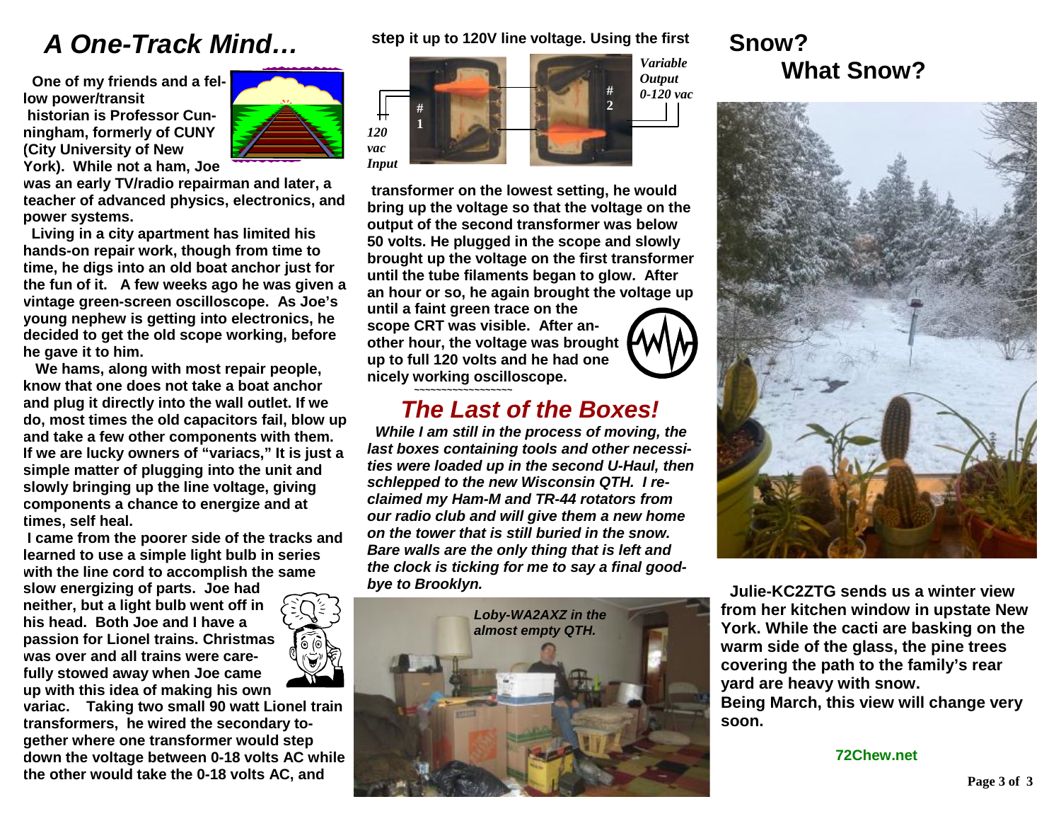# A One-Track Mind…

One of my friends and a fellow power/transit historian is Professor Cunningham, formerly of CUNY (City University of New York). While not a ham, Joe was an early TV/radio repairman and later, a teacher of advanced physics, electronics, and power systems.

Living in a city apartment has limited his hands-on repair work, though from time to time, he digs into an old boat anchor just for the fun of it. A few weeks ago he was given a vintage green-screen oscilloscope. As Joe's young nephew is getting into electronics, he decided to get the old scope working, before he gave it to him.

We hams, along with most repair people, know that one does not take a boat anchor and plug it directly into the wall outlet. If we do, most times the old capacitors fail, blow up and take a few other components with them. If we are lucky owners of "variacs," It is just a simple matter of plugging into the unit and slowly bringing up the line voltage, giving components a chance to energize and at times, self heal.

I came from the poorer side of the tracks and learned to use a simple light bulb in series with the line cord to accomplish the same slow energizing of parts. Joe had neither, but a light bulb went off in his head. Both Joe and I have a passion for Lionel trains. Christmas was over and all trains were carefully stowed away when Joe came up with this idea of making his own variac. Taking two small 90 watt Lionel train transformers, he wired the secondary together where one transformer would step down the voltage between 0-18 volts AC while the other would take the 0-18 volts AC, and step it up to 120V line voltage. Using the first

120 vac Input

\# 1

\# 2

Variable Output 0-120 vac

transformer on the lowest setting, he would bring up the voltage so that the voltage on the output of the second transformer was below 50 volts. He plugged in the scope and slowly brought up the voltage on the first transformer until the tube filaments began to glow. After an hour or so, he again brought the voltage up until a faint green trace on the scope CRT was visible. After another hour, the voltage was brought up to full 120 volts and he had one nicely working oscilloscope.

~~~~~~~~~~~~~~~~~~

## The Last of the Boxes!

*While I am still in the process of moving, the last boxes containing tools and other necessities were loaded up in the second U-Haul, then schlepped to the new Wisconsin QTH. I reclaimed my Ham-M and TR-44 rotators from our radio club and will give them a new home on the tower that is still buried in the snow. Bare walls are the only thing that is left and the clock is ticking for me to say a final goodbye to Brooklyn.*

*Loby-WA2AXZ in the almost empty QTH.*

# Snow? What Snow?

Julie-KC2ZTG sends us a winter view from her kitchen window in upstate New York. While the cacti are basking on the warm side of the glass, the pine trees covering the path to the family's rear yard are heavy with snow.
Being March, this view will change very soon.

72Chew.net